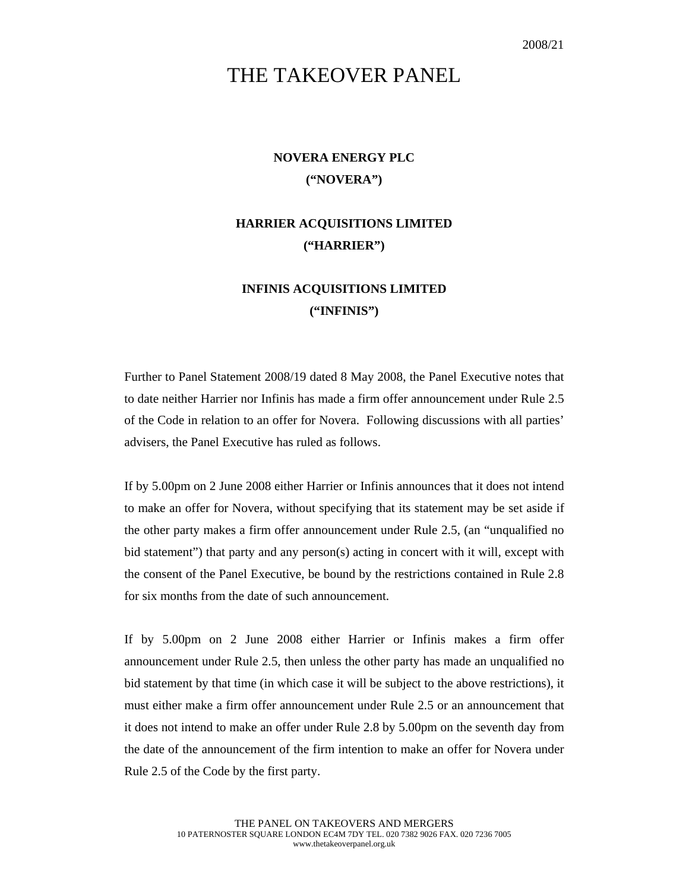2008/21

# THE TAKEOVER PANEL

**NOVERA ENERGY PLC**

**("NOVERA")**

**HARRIER ACQUISITIONS LIMITED**

**("HARRIER")**

**INFINIS ACQUISITIONS LIMITED**

**("INFINIS")**

Further to Panel Statement 2008/19 dated 8 May 2008, the Panel Executive notes that to date neither Harrier nor Infinis has made a firm offer announcement under Rule 2.5 of the Code in relation to an offer for Novera. Following discussions with all parties' advisers, the Panel Executive has ruled as follows.

If by 5.00pm on 2 June 2008 either Harrier or Infinis announces that it does not intend to make an offer for Novera, without specifying that its statement may be set aside if the other party makes a firm offer announcement under Rule 2.5, (an "unqualified no bid statement") that party and any person(s) acting in concert with it will, except with the consent of the Panel Executive, be bound by the restrictions contained in Rule 2.8 for six months from the date of such announcement.

If by 5.00pm on 2 June 2008 either Harrier or Infinis makes a firm offer announcement under Rule 2.5, then unless the other party has made an unqualified no bid statement by that time (in which case it will be subject to the above restrictions), it must either make a firm offer announcement under Rule 2.5 or an announcement that it does not intend to make an offer under Rule 2.8 by 5.00pm on the seventh day from the date of the announcement of the firm intention to make an offer for Novera under Rule 2.5 of the Code by the first party.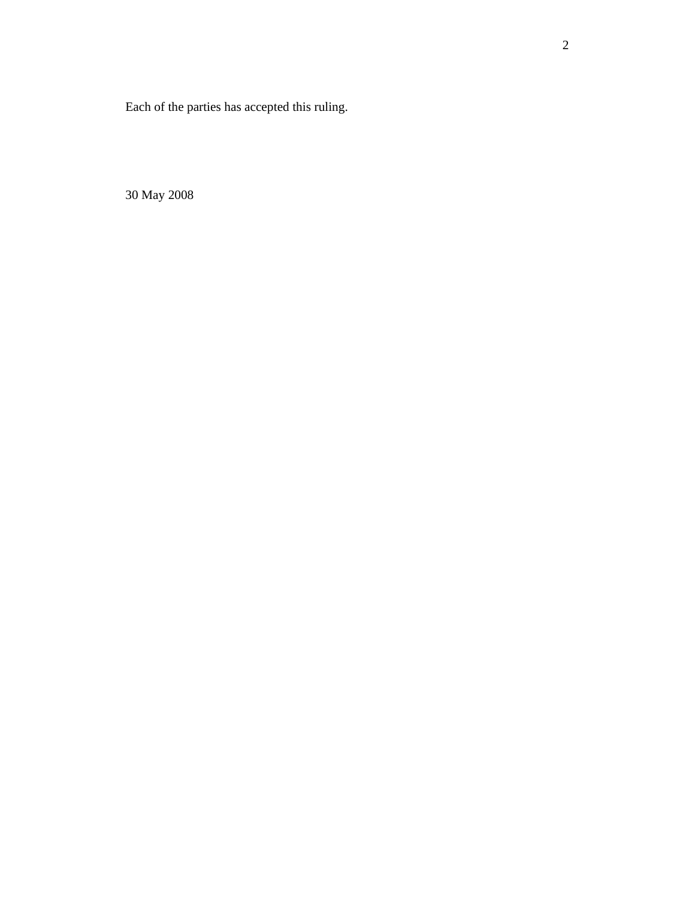Each of the parties has accepted this ruling.

30 May 2008